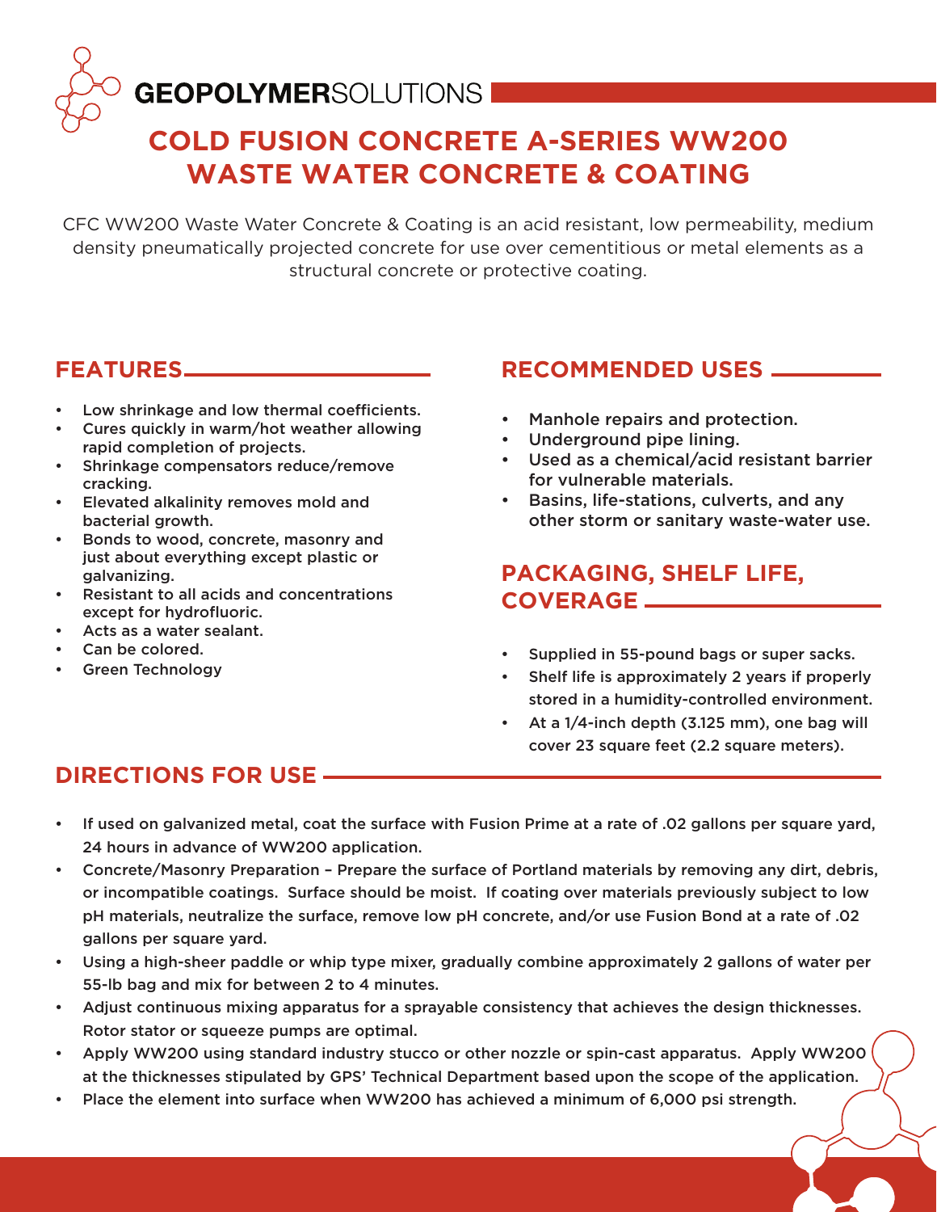# GEOPOLYMERSOLUTIONS

## COLD FUSION CONCRETE A-SERIES WW200 WASTE WATER CONCRETE & COATING

CFC WW200 Waste Water Concrete & Coating is an acid resistant, low permeability, medium density pneumatically projected concrete for use over cementitious or metal elements as a structural concrete or protective coating.

### FEATURES

- Low shrinkage and low thermal coefficients.
- Cures quickly in warm/hot weather allowing rapid completion of projects.
- Shrinkage compensators reduce/remove cracking.
- Elevated alkalinity removes mold and bacterial growth.
- Bonds to wood, concrete, masonry and just about everything except plastic or galvanizing.
- Resistant to all acids and concentrations except for hydrofluoric.
- Acts as a water sealant.
- Can be colored.
- Green Technology

### RECOMMENDED USES

- Manhole repairs and protection.
- Underground pipe lining.
- Used as a chemical/acid resistant barrier for vulnerable materials.
- Basins, life-stations, culverts, and any other storm or sanitary waste-water use.

### PACKAGING, SHELF LIFE, COVERAGE

- Supplied in 55-pound bags or super sacks.
- Shelf life is approximately 2 years if properly stored in a humidity-controlled environment.
- At a 1/4-inch depth (3.125 mm), one bag will cover 23 square feet (2.2 square meters).

### DIRECTIONS FOR USE

- If used on galvanized metal, coat the surface with Fusion Prime at a rate of .02 gallons per square yard, 24 hours in advance of WW200 application.
- Concrete/Masonry Preparation – Prepare the surface of Portland materials by removing any dirt, debris, or incompatible coatings. Surface should be moist. If coating over materials previously subject to low pH materials, neutralize the surface, remove low pH concrete, and/or use Fusion Bond at a rate of .02 gallons per square yard.
- Using a high-sheer paddle or whip type mixer, gradually combine approximately 2 gallons of water per 55-lb bag and mix for between 2 to 4 minutes.
- Adjust continuous mixing apparatus for a sprayable consistency that achieves the design thicknesses. Rotor stator or squeeze pumps are optimal.
- Apply WW200 using standard industry stucco or other nozzle or spin-cast apparatus. Apply WW200 at the thicknesses stipulated by GPS' Technical Department based upon the scope of the application.
- Place the element into surface when WW200 has achieved a minimum of 6,000 psi strength.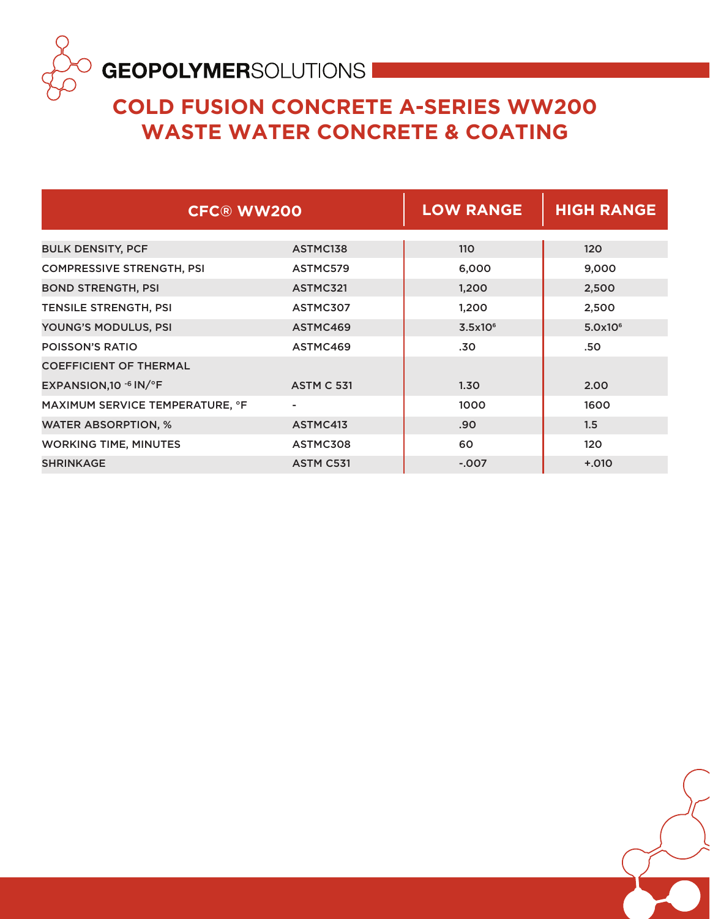GEOPOLYMERSOLUTIONS

# COLD FUSION CONCRETE A-SERIES WW200
# WASTE WATER CONCRETE & COATING

| CFC® WW200 | | LOW RANGE | HIGH RANGE |
|---|---|---|---|
| BULK DENSITY, PCF | ASTMC138 | 110 | 120 |
| COMPRESSIVE STRENGTH, PSI | ASTMC579 | 6,000 | 9,000 |
| BOND STRENGTH, PSI | ASTMC321 | 1,200 | 2,500 |
| TENSILE STRENGTH, PSI | ASTMC307 | 1,200 | 2,500 |
| YOUNG'S MODULUS, PSI | ASTMC469 | $3.5x10^6$ | $5.0x10^6$ |
| POISSON'S RATIO | ASTMC469 | .30 | .50 |
| COEFFICIENT OF THERMAL EXPANSION, $10^{-6}$ IN/°F | ASTM C 531 | 1.30 | 2.00 |
| MAXIMUM SERVICE TEMPERATURE, °F | - | 1000 | 1600 |
| WATER ABSORPTION, % | ASTMC413 | .90 | 1.5 |
| WORKING TIME, MINUTES | ASTMC308 | 60 | 120 |
| SHRINKAGE | ASTM C531 | -.007 | +.010 |